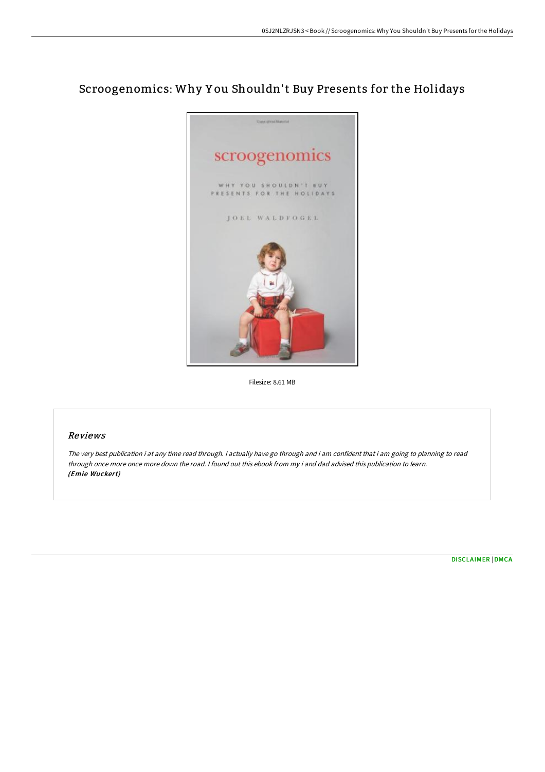# Scroogenomics: Why You Shouldn't Buy Presents for the Holidays

Filesize: 8.61 MB

## Reviews

*The very best publication i at any time read through. I actually have go through and i am confident that i am going to planning to read through once more once more down the road. I found out this ebook from my i and dad advised this publication to learn.*
***(Emie Wuckert)***

DISCLAIMER | DMCA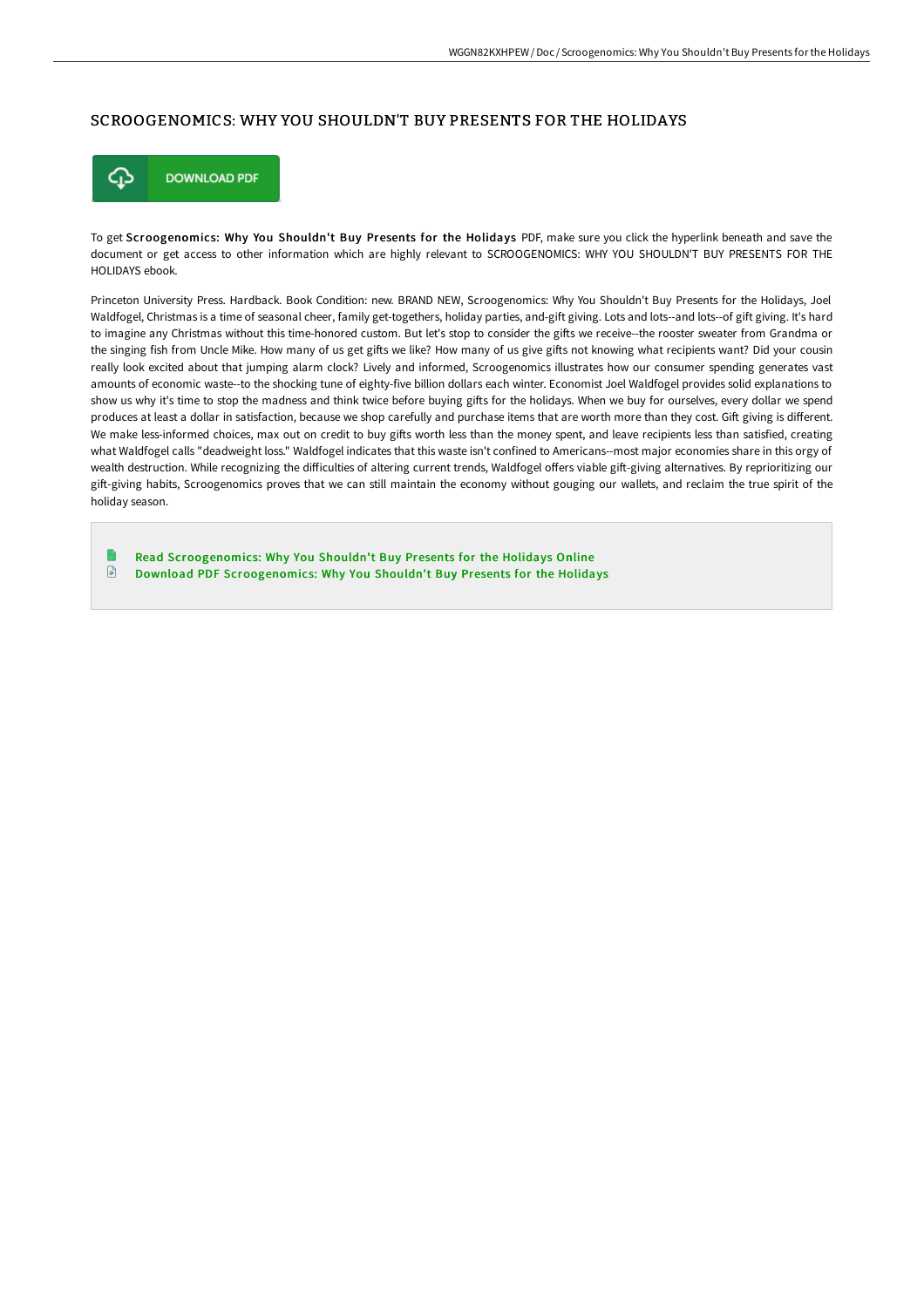# SCROOGENOMICS: WHY YOU SHOULDN'T BUY PRESENTS FOR THE HOLIDAYS

DOWNLOAD PDF

To get **Scroogenomics: Why You Shouldn't Buy Presents for the Holidays** PDF, make sure you click the hyperlink beneath and save the document or get access to other information which are highly relevant to SCROOGENOMICS: WHY YOU SHOULDN'T BUY PRESENTS FOR THE HOLIDAYS ebook.

Princeton University Press. Hardback. Book Condition: new. BRAND NEW, Scroogenomics: Why You Shouldn't Buy Presents for the Holidays, Joel Waldfogel, Christmas is a time of seasonal cheer, family get-togethers, holiday parties, and-gift giving. Lots and lots--and lots--of gift giving. It's hard to imagine any Christmas without this time-honored custom. But let's stop to consider the gifts we receive--the rooster sweater from Grandma or the singing fish from Uncle Mike. How many of us get gifts we like? How many of us give gifts not knowing what recipients want? Did your cousin really look excited about that jumping alarm clock? Lively and informed, Scroogenomics illustrates how our consumer spending generates vast amounts of economic waste--to the shocking tune of eighty-five billion dollars each winter. Economist Joel Waldfogel provides solid explanations to show us why it's time to stop the madness and think twice before buying gifts for the holidays. When we buy for ourselves, every dollar we spend produces at least a dollar in satisfaction, because we shop carefully and purchase items that are worth more than they cost. Gift giving is different. We make less-informed choices, max out on credit to buy gifts worth less than the money spent, and leave recipients less than satisfied, creating what Waldfogel calls "deadweight loss." Waldfogel indicates that this waste isn't confined to Americans--most major economies share in this orgy of wealth destruction. While recognizing the difficulties of altering current trends, Waldfogel offers viable gift-giving alternatives. By reprioritizing our gift-giving habits, Scroogenomics proves that we can still maintain the economy without gouging our wallets, and reclaim the true spirit of the holiday season.

- Read Scroogenomics: Why You Shouldn't Buy Presents for the Holidays Online
- Download PDF Scroogenomics: Why You Shouldn't Buy Presents for the Holidays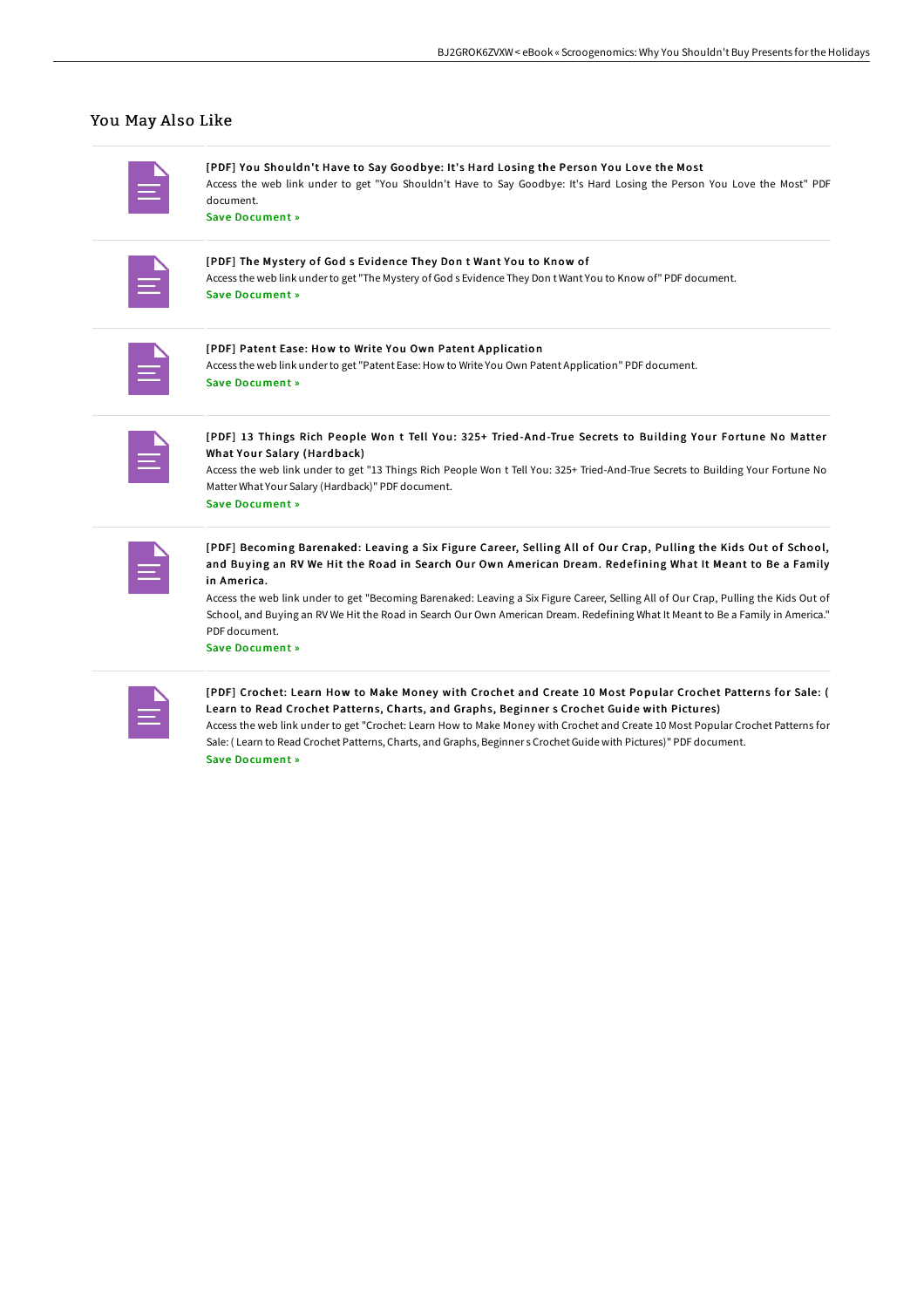## You May Also Like

**[PDF] You Shouldn't Have to Say Goodbye: It's Hard Losing the Person You Love the Most**

Access the web link under to get "You Shouldn't Have to Say Goodbye: It's Hard Losing the Person You Love the Most" PDF document.

Save Document »

**[PDF] The Mystery of God s Evidence They Don t Want You to Know of**

Access the web link under to get "The Mystery of God s Evidence They Don t Want You to Know of" PDF document.

Save Document »

**[PDF] Patent Ease: How to Write You Own Patent Application**

Access the web link under to get "Patent Ease: How to Write You Own Patent Application" PDF document.

Save Document »

**[PDF] 13 Things Rich People Won t Tell You: 325+ Tried-And-True Secrets to Building Your Fortune No Matter What Your Salary (Hardback)**

Access the web link under to get "13 Things Rich People Won t Tell You: 325+ Tried-And-True Secrets to Building Your Fortune No Matter What Your Salary (Hardback)" PDF document.

Save Document »

**[PDF] Becoming Barenaked: Leaving a Six Figure Career, Selling All of Our Crap, Pulling the Kids Out of School, and Buying an RV We Hit the Road in Search Our Own American Dream. Redefining What It Meant to Be a Family in America.**

Access the web link under to get "Becoming Barenaked: Leaving a Six Figure Career, Selling All of Our Crap, Pulling the Kids Out of School, and Buying an RV We Hit the Road in Search Our Own American Dream. Redefining What It Meant to Be a Family in America." PDF document.

Save Document »

**[PDF] Crochet: Learn How to Make Money with Crochet and Create 10 Most Popular Crochet Patterns for Sale: ( Learn to Read Crochet Patterns, Charts, and Graphs, Beginner s Crochet Guide with Pictures)**

Access the web link under to get "Crochet: Learn How to Make Money with Crochet and Create 10 Most Popular Crochet Patterns for Sale: ( Learn to Read Crochet Patterns, Charts, and Graphs, Beginner s Crochet Guide with Pictures)" PDF document.

Save Document »